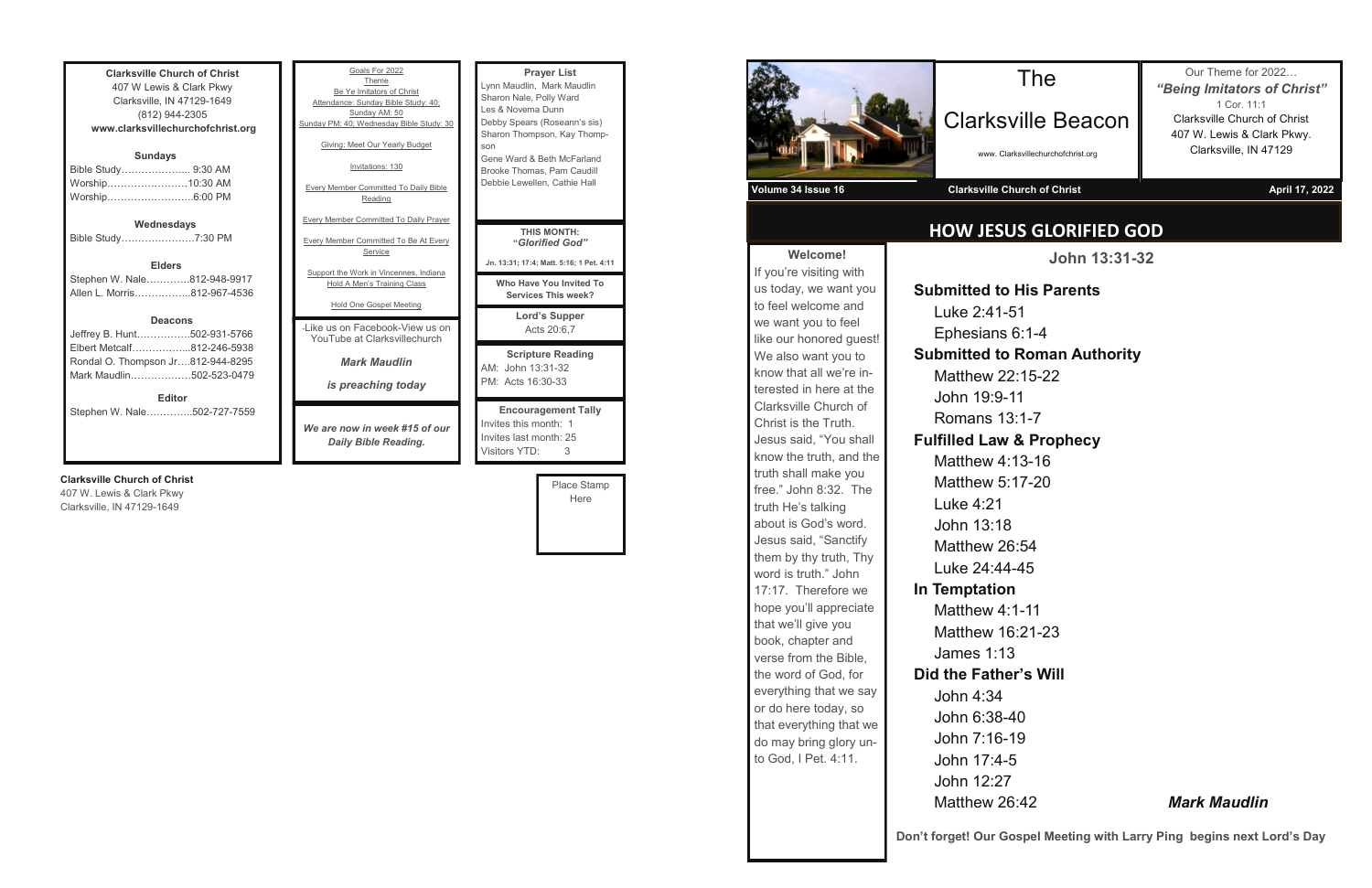**Clarksville Church of Christ**
407 W Lewis & Clark Pkwy
Clarksville, IN 47129-1649
(812) 944-2305
**www.clarksvillechurchofchrist.org**

**Sundays**
Bible Study………………... 9:30 AM
Worship……………………10:30 AM
Worship……………………..6:00 PM

**Wednesdays**
Bible Study…………………7:30 PM

**Elders**
Stephen W. Nale………….812-948-9917
Allen L. Morris…………….812-967-4536

**Deacons**
Jeffrey B. Hunt…………….502-931-5766
Elbert Metcalf……………...812-246-5938
Rondal O. Thompson Jr….812-944-8295
Mark Maudlin………………502-523-0479

**Editor**
Stephen W. Nale…………..502-727-7559

Goals For 2022
Theme
Be Ye Imitators of Christ
Attendance: Sunday Bible Study: 40; Sunday AM: 50
Sunday PM: 40; Wednesday Bible Study: 30

Giving: Meet Our Yearly Budget

Invitations: 130

Every Member Committed To Daily Bible Reading

Every Member Committed To Daily Prayer

Every Member Committed To Be At Every Service

Support the Work in Vincennes, Indiana
Hold A Men's Training Class

Hold One Gospel Meeting

-Like us on Facebook-View us on YouTube at Clarksvillechurch

***Mark Maudlin***

***is preaching today***

***We are now in week #15 of our Daily Bible Reading.***

**Prayer List**
Lynn Maudlin, Mark Maudlin
Sharon Nale, Polly Ward
Les & Novema Dunn
Debby Spears (Roseann's sis)
Sharon Thompson, Kay Thompson
Gene Ward & Beth McFarland
Brooke Thomas, Pam Caudill
Debbie Lewellen, Cathie Hall

**THIS MONTH:**
**"*Glorified God*"**
**Jn. 13:31; 17:4; Matt. 5:16; 1 Pet. 4:11**

**Who Have You Invited To Services This week?**

**Lord's Supper**
Acts 20:6,7

**Scripture Reading**
AM: John 13:31-32
PM: Acts 16:30-33

**Encouragement Tally**
Invites this month: 1
Invites last month: 25
Visitors YTD: 3

**Clarksville Church of Christ**
407 W. Lewis & Clark Pkwy
Clarksville, IN 47129-1649

Place Stamp Here

# The Clarksville Beacon

www. Clarksvillechurchofchrist.org

Our Theme for 2022…
***"Being Imitators of Christ"***
1 Cor. 11:1
Clarksville Church of Christ
407 W. Lewis & Clark Pkwy.
Clarksville, IN 47129

**Volume 34 Issue 16** | **Clarksville Church of Christ** | **April 17, 2022**

## HOW JESUS GLORIFIED GOD

**Welcome!**
If you're visiting with us today, we want you to feel welcome and we want you to feel like our honored guest! We also want you to know that all we're interested in here at the Clarksville Church of Christ is the Truth. Jesus said, "You shall know the truth, and the truth shall make you free." John 8:32. The truth He's talking about is God's word. Jesus said, "Sanctify them by thy truth, Thy word is truth." John 17:17. Therefore we hope you'll appreciate that we'll give you book, chapter and verse from the Bible, the word of God, for everything that we say or do here today, so that everything that we do may bring glory unto God, I Pet. 4:11.

### John 13:31-32

**Submitted to His Parents**
- Luke 2:41-51
- Ephesians 6:1-4

**Submitted to Roman Authority**
- Matthew 22:15-22
- John 19:9-11
- Romans 13:1-7

**Fulfilled Law & Prophecy**
- Matthew 4:13-16
- Matthew 5:17-20
- Luke 4:21
- John 13:18
- Matthew 26:54
- Luke 24:44-45

**In Temptation**
- Matthew 4:1-11
- Matthew 16:21-23
- James 1:13

**Did the Father's Will**
- John 4:34
- John 6:38-40
- John 7:16-19
- John 17:4-5
- John 12:27
- Matthew 26:42

***Mark Maudlin***

**Don't forget! Our Gospel Meeting with Larry Ping begins next Lord's Day**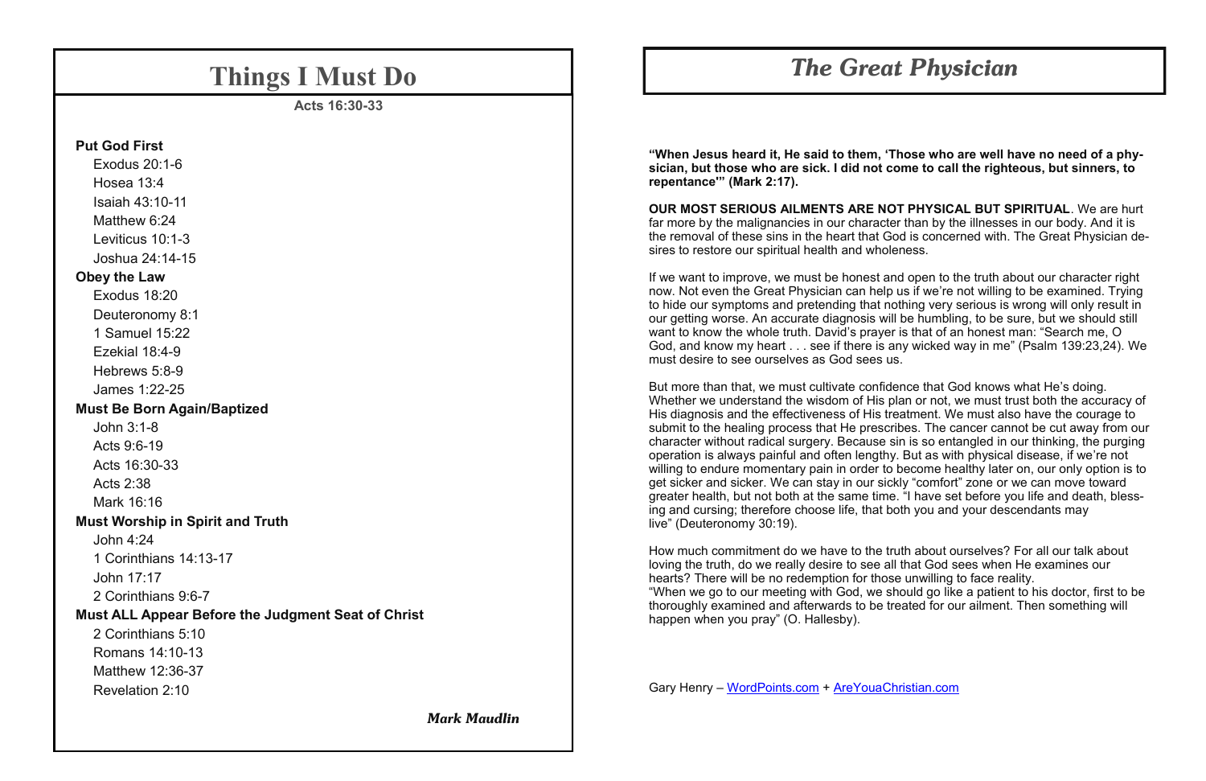# Things I Must Do

**Acts 16:30-33**

**Put God First**

- Exodus 20:1-6
- Hosea 13:4
- Isaiah 43:10-11
- Matthew 6:24
- Leviticus 10:1-3
- Joshua 24:14-15

**Obey the Law**

- Exodus 18:20
- Deuteronomy 8:1
- 1 Samuel 15:22
- Ezekial 18:4-9
- Hebrews 5:8-9
- James 1:22-25

**Must Be Born Again/Baptized**

- John 3:1-8
- Acts 9:6-19
- Acts 16:30-33
- Acts 2:38
- Mark 16:16

**Must Worship in Spirit and Truth**

- John 4:24
- 1 Corinthians 14:13-17
- John 17:17
- 2 Corinthians 9:6-7

**Must ALL Appear Before the Judgment Seat of Christ**

- 2 Corinthians 5:10
- Romans 14:10-13
- Matthew 12:36-37
- Revelation 2:10

***Mark Maudlin***

# *The Great Physician*

**"When Jesus heard it, He said to them, 'Those who are well have no need of a physician, but those who are sick. I did not come to call the righteous, but sinners, to repentance'" (Mark 2:17).**

**OUR MOST SERIOUS AILMENTS ARE NOT PHYSICAL BUT SPIRITUAL**. We are hurt far more by the malignancies in our character than by the illnesses in our body. And it is the removal of these sins in the heart that God is concerned with. The Great Physician desires to restore our spiritual health and wholeness.

If we want to improve, we must be honest and open to the truth about our character right now. Not even the Great Physician can help us if we're not willing to be examined. Trying to hide our symptoms and pretending that nothing very serious is wrong will only result in our getting worse. An accurate diagnosis will be humbling, to be sure, but we should still want to know the whole truth. David's prayer is that of an honest man: "Search me, O God, and know my heart . . . see if there is any wicked way in me" (Psalm 139:23,24). We must desire to see ourselves as God sees us.

But more than that, we must cultivate confidence that God knows what He's doing. Whether we understand the wisdom of His plan or not, we must trust both the accuracy of His diagnosis and the effectiveness of His treatment. We must also have the courage to submit to the healing process that He prescribes. The cancer cannot be cut away from our character without radical surgery. Because sin is so entangled in our thinking, the purging operation is always painful and often lengthy. But as with physical disease, if we're not willing to endure momentary pain in order to become healthy later on, our only option is to get sicker and sicker. We can stay in our sickly "comfort" zone or we can move toward greater health, but not both at the same time. "I have set before you life and death, blessing and cursing; therefore choose life, that both you and your descendants may live" (Deuteronomy 30:19).

How much commitment do we have to the truth about ourselves? For all our talk about loving the truth, do we really desire to see all that God sees when He examines our hearts? There will be no redemption for those unwilling to face reality.
"When we go to our meeting with God, we should go like a patient to his doctor, first to be thoroughly examined and afterwards to be treated for our ailment. Then something will happen when you pray" (O. Hallesby).

Gary Henry – WordPoints.com + AreYouaChristian.com